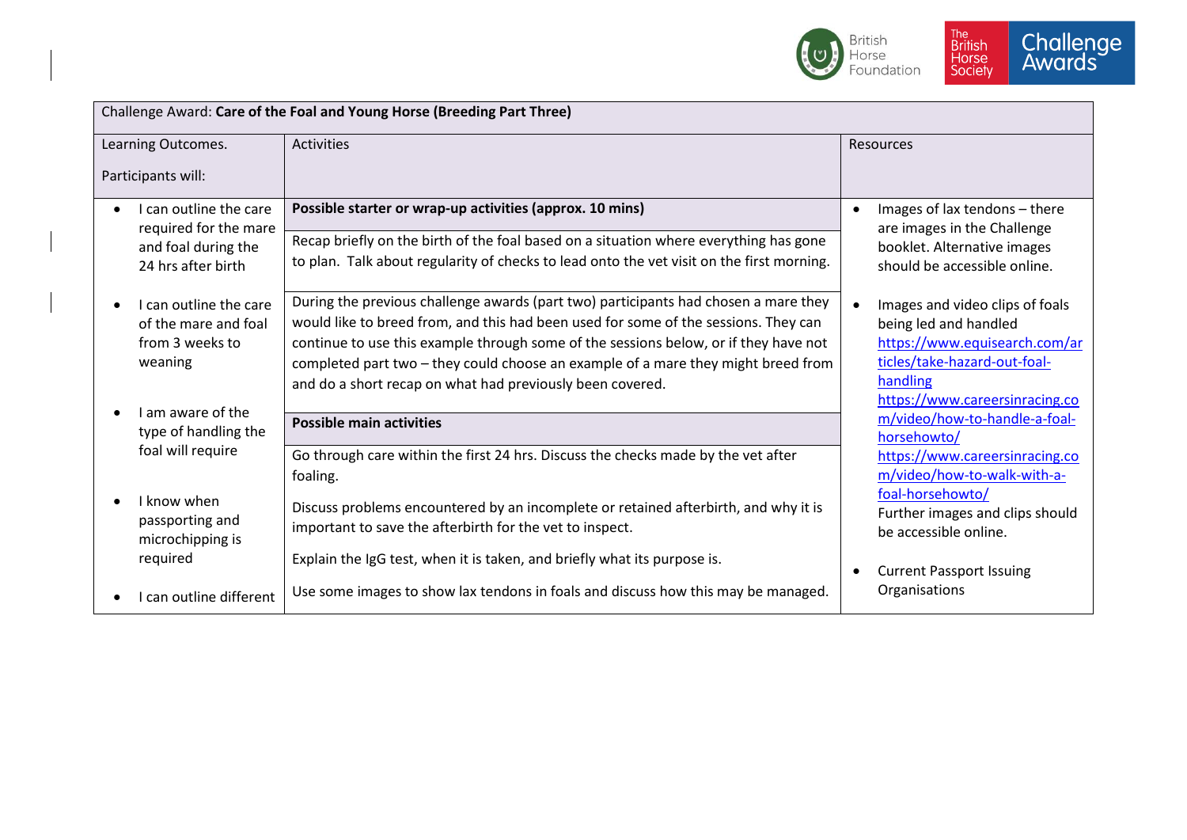| Challenge Award: **Care of the Foal and Young Horse (Breeding Part Three)** | | |
|---|---|---|
| Learning Outcomes.<br><br>Participants will: | Activities | Resources |
| • I can outline the care required for the mare and foal during the 24 hrs after birth<br><br>• I can outline the care of the mare and foal from 3 weeks to weaning<br><br>• I am aware of the type of handling the foal will require<br><br>• I know when passporting and microchipping is required<br><br>• I can outline different | **Possible starter or wrap-up activities (approx. 10 mins)**<br><br>Recap briefly on the birth of the foal based on a situation where everything has gone to plan. Talk about regularity of checks to lead onto the vet visit on the first morning.<br><br>During the previous challenge awards (part two) participants had chosen a mare they would like to breed from, and this had been used for some of the sessions. They can continue to use this example through some of the sessions below, or if they have not completed part two – they could choose an example of a mare they might breed from and do a short recap on what had previously been covered.<br><br>**Possible main activities**<br><br>Go through care within the first 24 hrs. Discuss the checks made by the vet after foaling.<br><br>Discuss problems encountered by an incomplete or retained afterbirth, and why it is important to save the afterbirth for the vet to inspect.<br><br>Explain the IgG test, when it is taken, and briefly what its purpose is.<br><br>Use some images to show lax tendons in foals and discuss how this may be managed. | • Images of lax tendons – there are images in the Challenge booklet. Alternative images should be accessible online.<br><br>• Images and video clips of foals being led and handled https://www.equisearch.com/articles/take-hazard-out-foal-handling https://www.careersinracing.com/video/how-to-handle-a-foal-horsehowto/ https://www.careersinracing.com/video/how-to-walk-with-a-foal-horsehowto/ Further images and clips should be accessible online.<br><br>• Current Passport Issuing Organisations |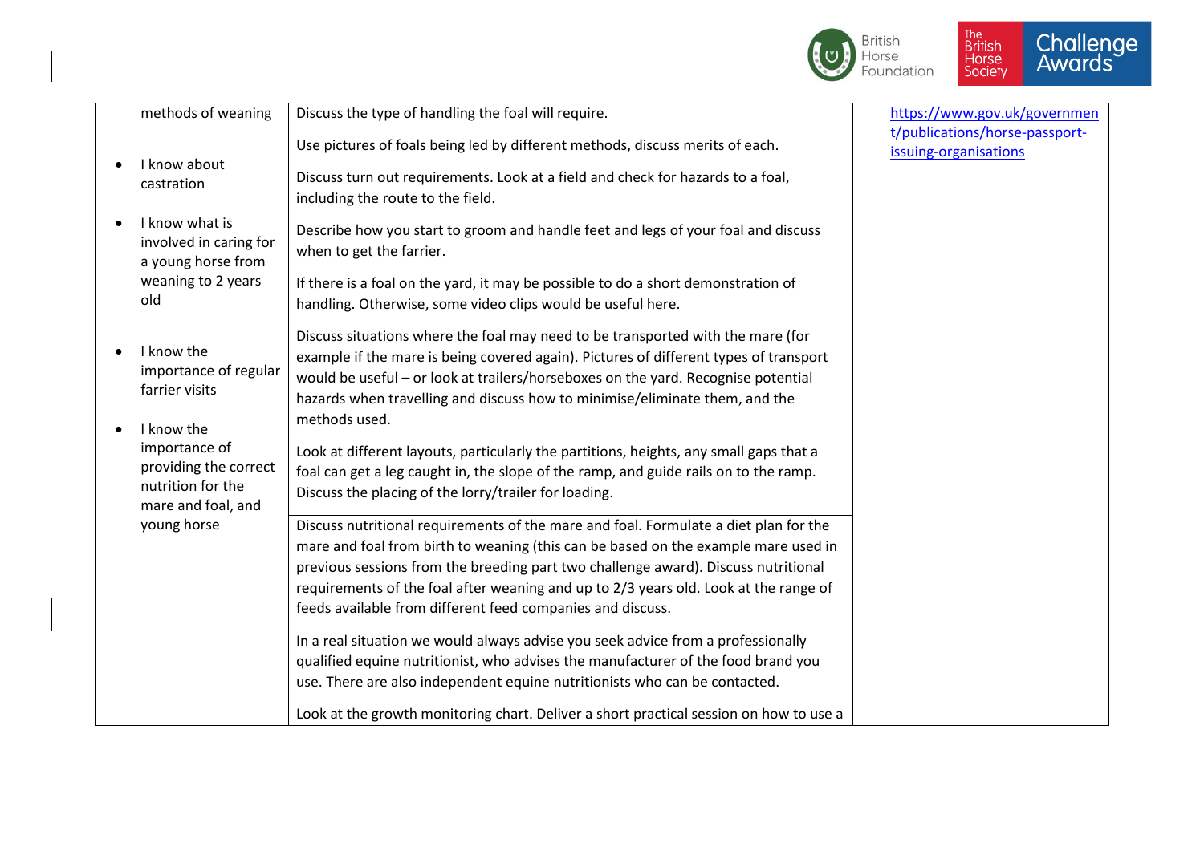| | | |
|---|---|---|
| methods of weaning<br><br>• I know about castration<br><br>• I know what is involved in caring for a young horse from weaning to 2 years old<br><br>• I know the importance of regular farrier visits<br><br>• I know the importance of providing the correct nutrition for the mare and foal, and young horse | Discuss the type of handling the foal will require.<br><br>Use pictures of foals being led by different methods, discuss merits of each.<br><br>Discuss turn out requirements. Look at a field and check for hazards to a foal, including the route to the field.<br><br>Describe how you start to groom and handle feet and legs of your foal and discuss when to get the farrier.<br><br>If there is a foal on the yard, it may be possible to do a short demonstration of handling. Otherwise, some video clips would be useful here.<br><br>Discuss situations where the foal may need to be transported with the mare (for example if the mare is being covered again). Pictures of different types of transport would be useful – or look at trailers/horseboxes on the yard. Recognise potential hazards when travelling and discuss how to minimise/eliminate them, and the methods used.<br><br>Look at different layouts, particularly the partitions, heights, any small gaps that a foal can get a leg caught in, the slope of the ramp, and guide rails on to the ramp. Discuss the placing of the lorry/trailer for loading. | https://www.gov.uk/government/publications/horse-passport-issuing-organisations |
| | Discuss nutritional requirements of the mare and foal. Formulate a diet plan for the mare and foal from birth to weaning (this can be based on the example mare used in previous sessions from the breeding part two challenge award). Discuss nutritional requirements of the foal after weaning and up to 2/3 years old. Look at the range of feeds available from different feed companies and discuss.<br><br>In a real situation we would always advise you seek advice from a professionally qualified equine nutritionist, who advises the manufacturer of the food brand you use. There are also independent equine nutritionists who can be contacted.<br><br>Look at the growth monitoring chart. Deliver a short practical session on how to use a | |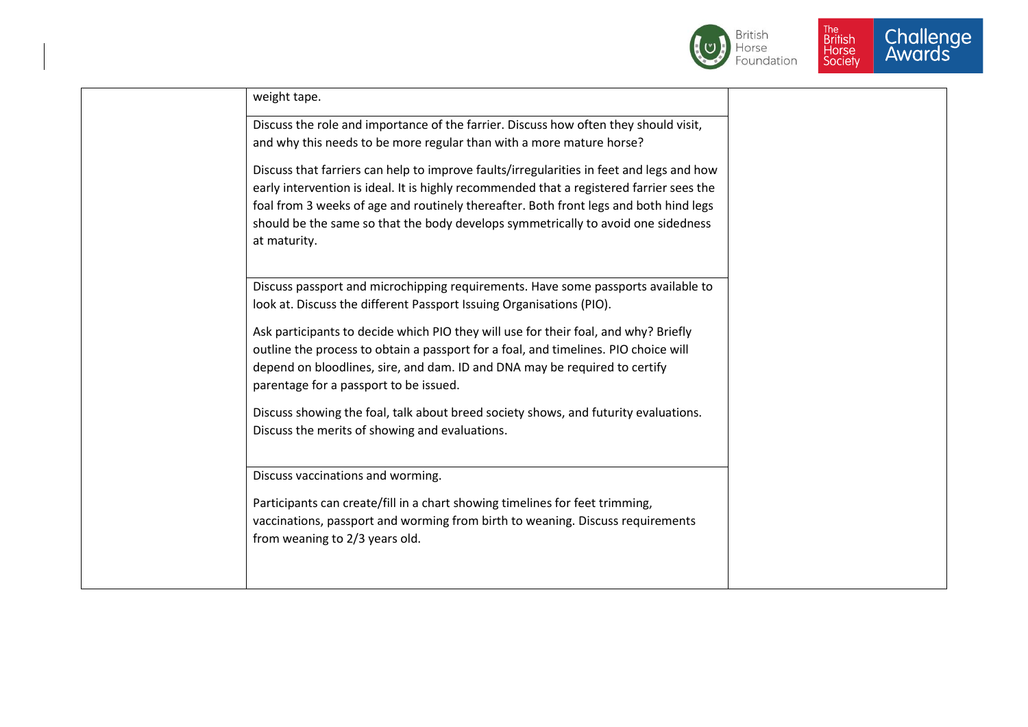|  |  |  |
|---|---|---|
|  | weight tape. |  |
|  | Discuss the role and importance of the farrier. Discuss how often they should visit, and why this needs to be more regular than with a more mature horse?<br><br>Discuss that farriers can help to improve faults/irregularities in feet and legs and how early intervention is ideal. It is highly recommended that a registered farrier sees the foal from 3 weeks of age and routinely thereafter. Both front legs and both hind legs should be the same so that the body develops symmetrically to avoid one sidedness at maturity. |  |
|  | Discuss passport and microchipping requirements. Have some passports available to look at. Discuss the different Passport Issuing Organisations (PIO).<br><br>Ask participants to decide which PIO they will use for their foal, and why? Briefly outline the process to obtain a passport for a foal, and timelines. PIO choice will depend on bloodlines, sire, and dam. ID and DNA may be required to certify parentage for a passport to be issued.<br><br>Discuss showing the foal, talk about breed society shows, and futurity evaluations. Discuss the merits of showing and evaluations. |  |
|  | Discuss vaccinations and worming.<br><br>Participants can create/fill in a chart showing timelines for feet trimming, vaccinations, passport and worming from birth to weaning. Discuss requirements from weaning to 2/3 years old. |  |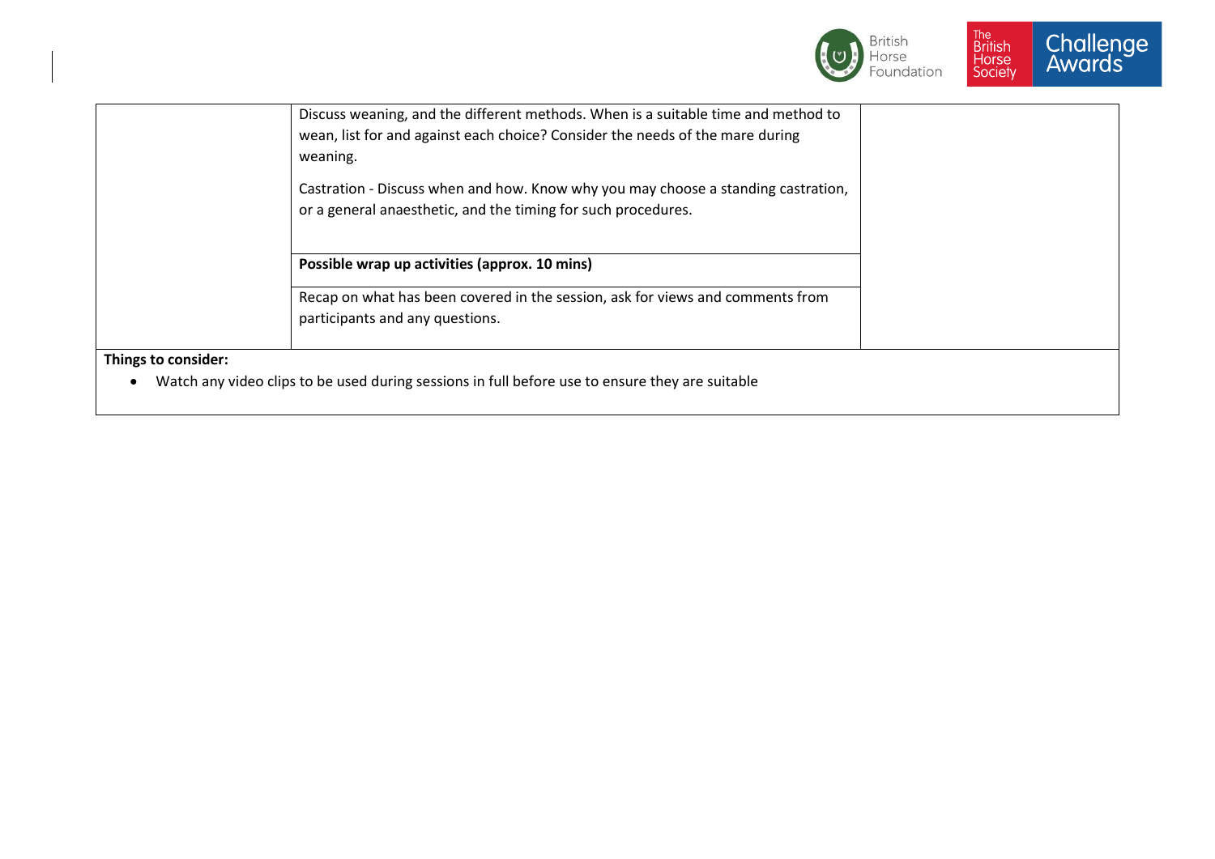| | | |
|---|---|---|
| | Discuss weaning, and the different methods. When is a suitable time and method to wean, list for and against each choice? Consider the needs of the mare during weaning.<br><br>Castration - Discuss when and how. Know why you may choose a standing castration, or a general anaesthetic, and the timing for such procedures. | |
| | **Possible wrap up activities (approx. 10 mins)** | |
| | Recap on what has been covered in the session, ask for views and comments from participants and any questions. | |

**Things to consider:**

- Watch any video clips to be used during sessions in full before use to ensure they are suitable